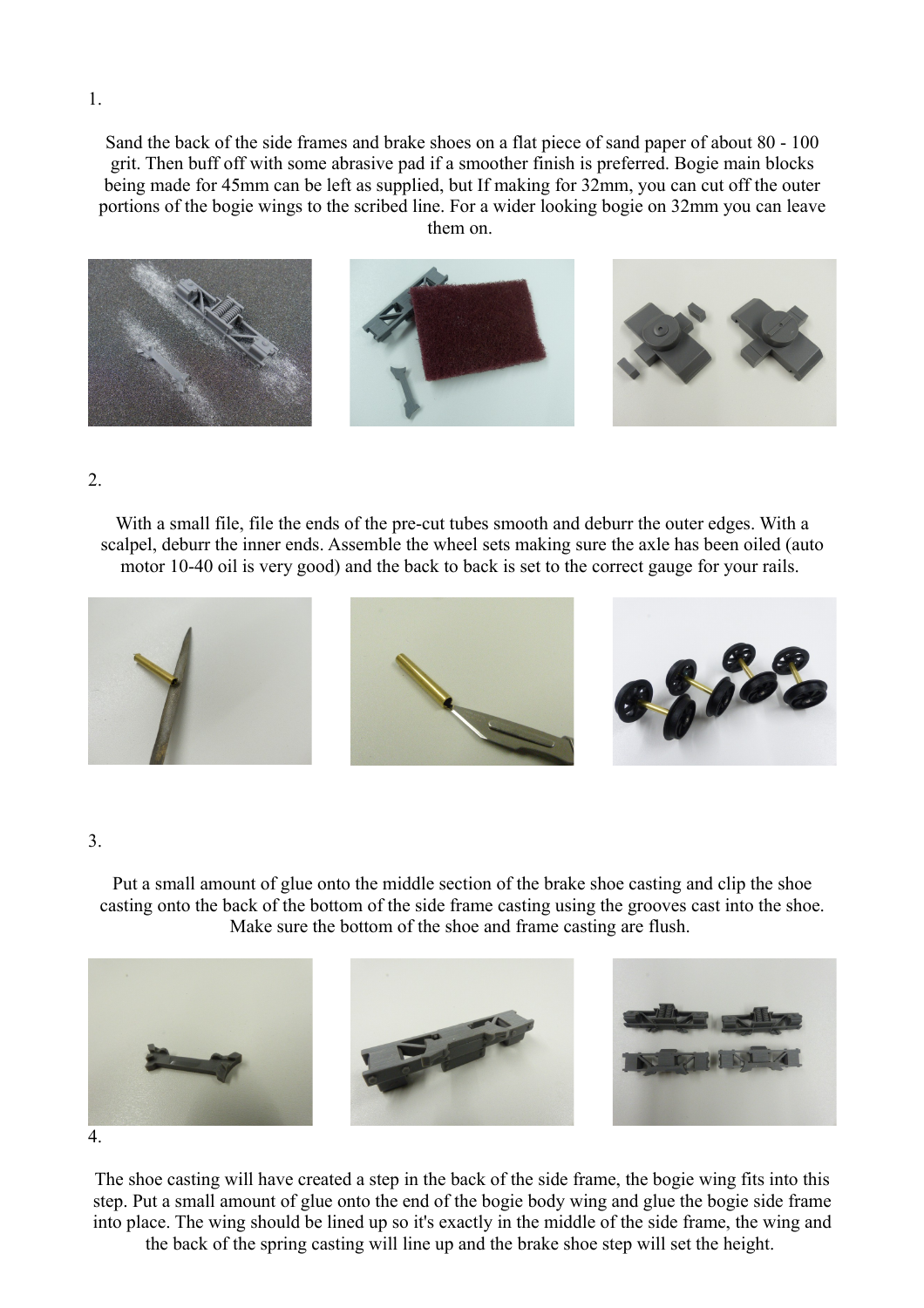1.

Sand the back of the side frames and brake shoes on a flat piece of sand paper of about 80 - 100 grit. Then buff off with some abrasive pad if a smoother finish is preferred. Bogie main blocks being made for 45mm can be left as supplied, but If making for 32mm, you can cut off the outer portions of the bogie wings to the scribed line. For a wider looking bogie on 32mm you can leave them on.

2.

With a small file, file the ends of the pre-cut tubes smooth and deburr the outer edges. With a scalpel, deburr the inner ends. Assemble the wheel sets making sure the axle has been oiled (auto motor 10-40 oil is very good) and the back to back is set to the correct gauge for your rails.

3.

Put a small amount of glue onto the middle section of the brake shoe casting and clip the shoe casting onto the back of the bottom of the side frame casting using the grooves cast into the shoe. Make sure the bottom of the shoe and frame casting are flush.

4.

The shoe casting will have created a step in the back of the side frame, the bogie wing fits into this step. Put a small amount of glue onto the end of the bogie body wing and glue the bogie side frame into place. The wing should be lined up so it's exactly in the middle of the side frame, the wing and the back of the spring casting will line up and the brake shoe step will set the height.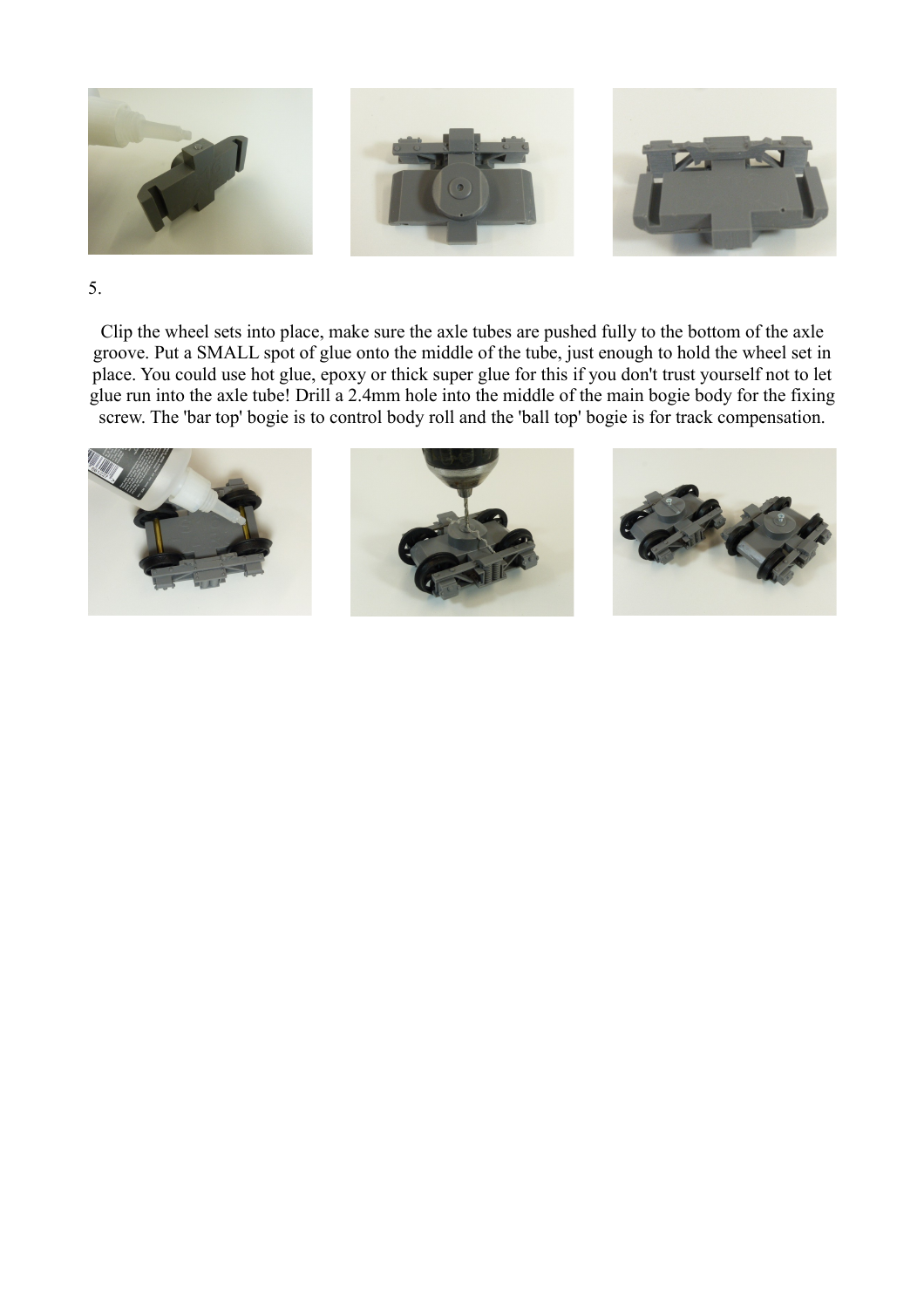5.

Clip the wheel sets into place, make sure the axle tubes are pushed fully to the bottom of the axle groove. Put a SMALL spot of glue onto the middle of the tube, just enough to hold the wheel set in place. You could use hot glue, epoxy or thick super glue for this if you don't trust yourself not to let glue run into the axle tube! Drill a 2.4mm hole into the middle of the main bogie body for the fixing screw. The 'bar top' bogie is to control body roll and the 'ball top' bogie is for track compensation.